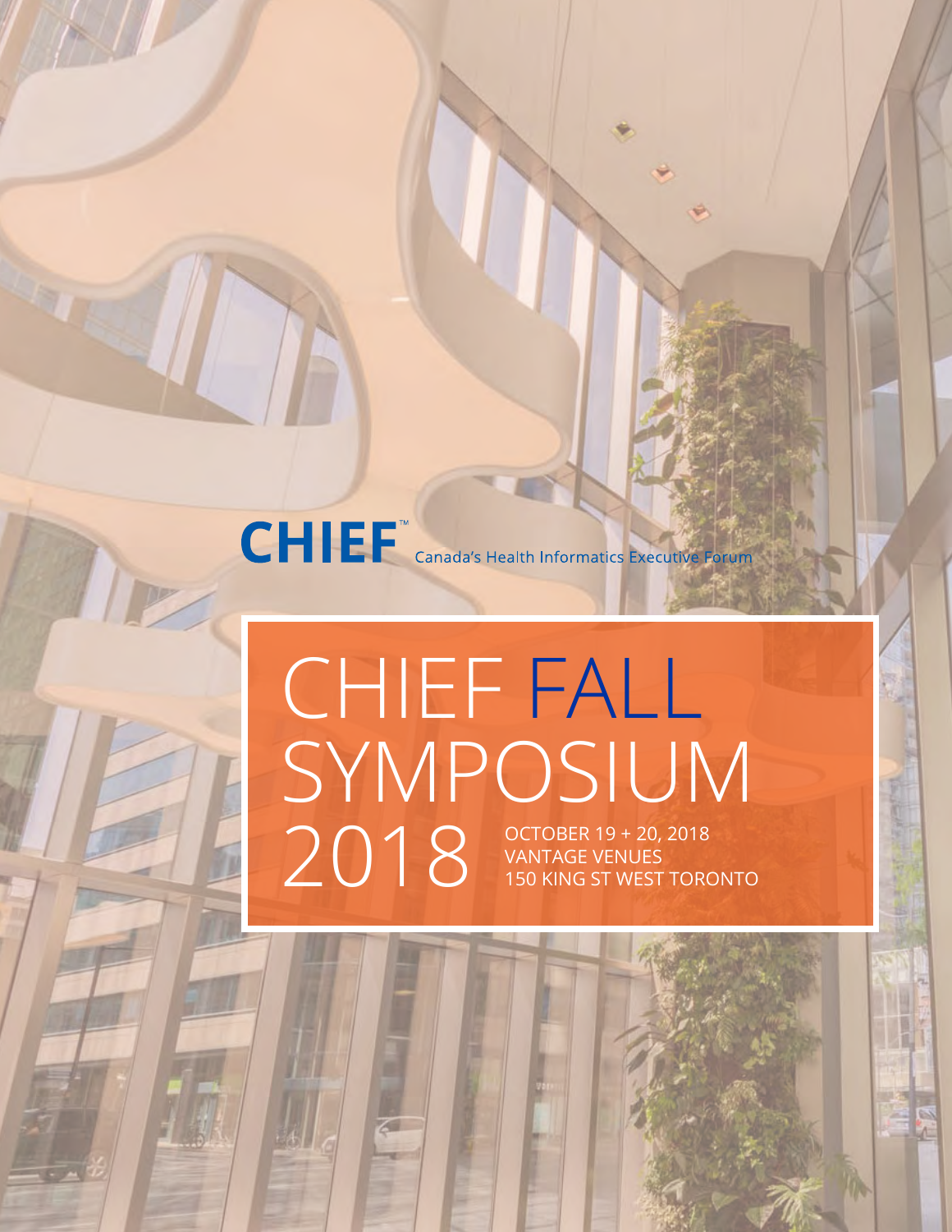**CHIEF**™ Canada's Health Informatics Executive Forum

# CHIEF FALL SYMPOSIUM 2018

OCTOBER 19 + 20, 2018
VANTAGE VENUES
150 KING ST WEST TORONTO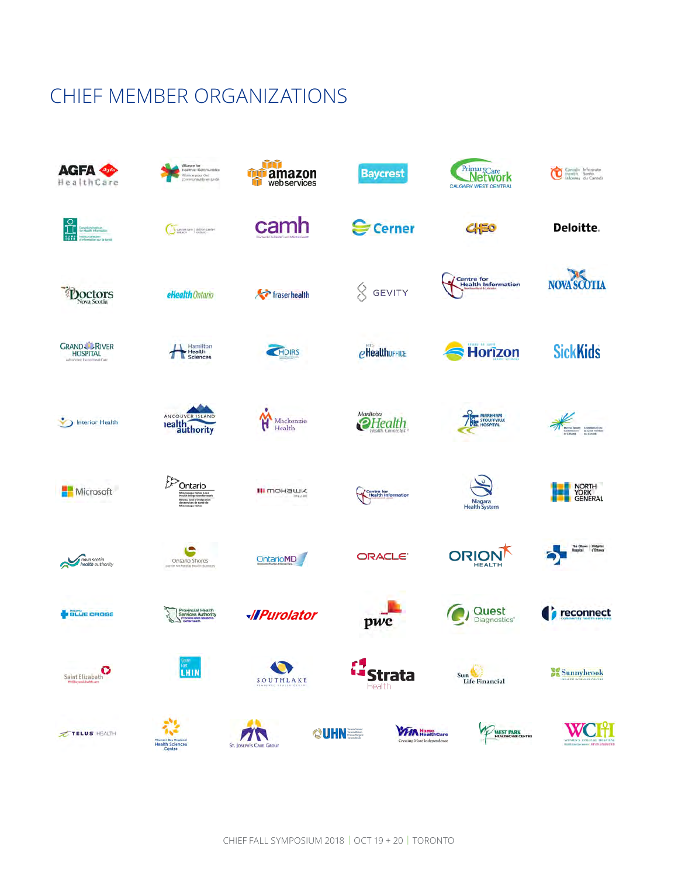# CHIEF MEMBER ORGANIZATIONS

AGFA HealthCare

Alliance for Healthier Communities / Alliance pour des communautés en santé

amazon web services

Baycrest

Primary Care Network Calgary West Central

Canada Health Infoway / Inforoute Santé du Canada

Canadian Institute for Health Information / Institut canadien d'information sur la santé

cancer care ontario | action cancer ontario

camh

Cerner

CHEO

Deloitte.

Doctors Nova Scotia

eHealth Ontario

fraserhealth

GEVITY

Centre for Health Information

NOVA SCOTIA

Grand River Hospital

Hamilton Health Sciences

HDIRS

eHealth Office

Horizon

SickKids

Interior Health

Vancouver Island Health authority

Mackenzie Health

Manitoba eHealth

Markham Stouffville Hospital

Mental Health Commission of Canada / Commission de la santé mentale du Canada

Microsoft

Ontario Mississauga Halton Local Health Integration Network

MOHAWK COLLEGE

Centre for Health Information

Niagara Health System

NORTH YORK GENERAL

nova scotia health authority

Ontario Shores Centre for Mental Health Sciences

OntarioMD

ORACLE

ORION HEALTH

The Ottawa Hospital / L'Hôpital d'Ottawa

Pacific Blue Cross

Provincial Health Services Authority

Purolator

pwc

Quest Diagnostics

reconnect community health services

Saint Elizabeth

South East LHIN

SOUTHLAKE

Strata Health

Sun Life Financial

Sunnybrook

TELUS HEALTH

Thunder Bay Regional Health Sciences Centre

St. Joseph's Care Group

UHN

VHA Home HealthCare

West Park Healthcare Centre

WCH Women's College Hospital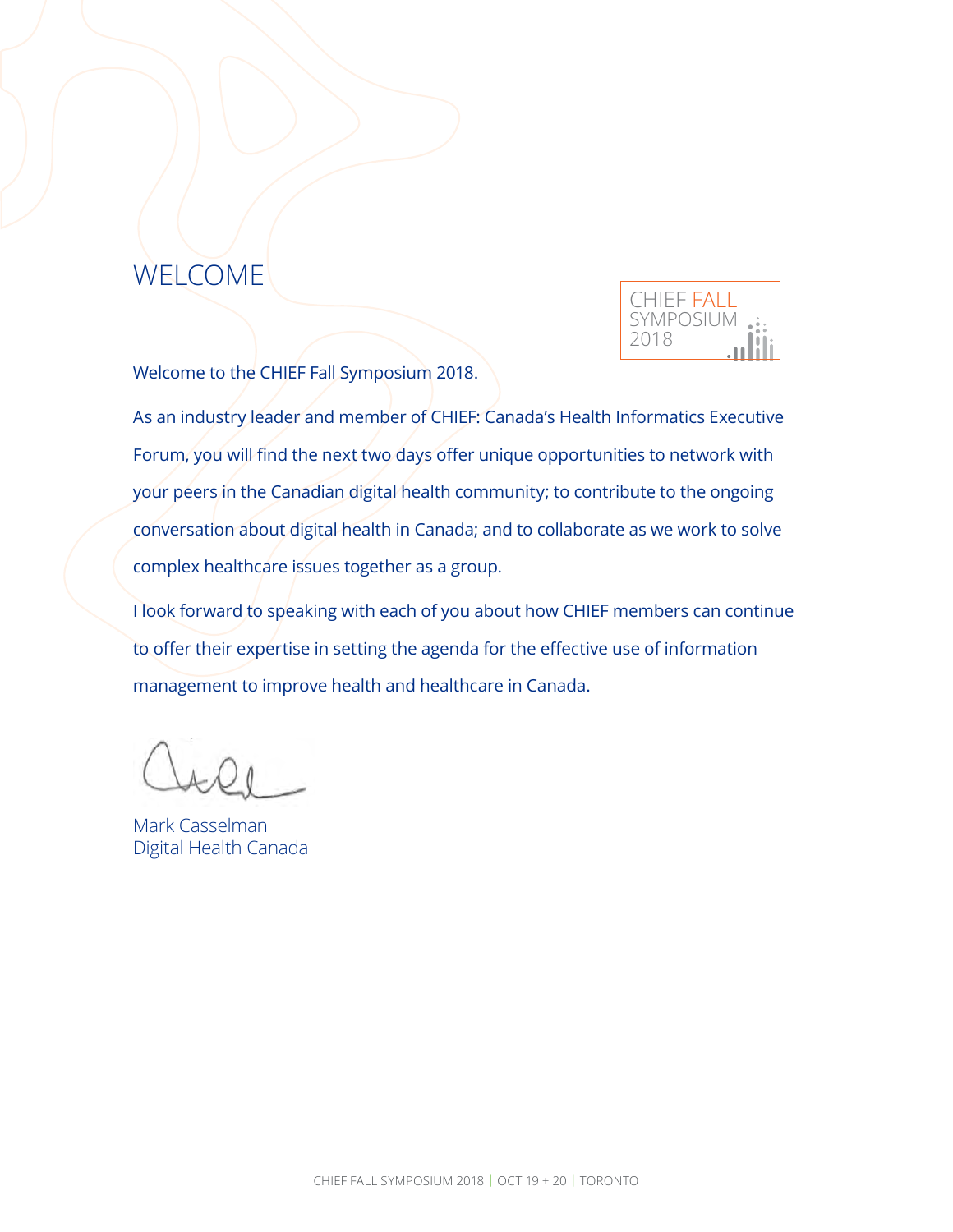# WELCOME

CHIEF FALL SYMPOSIUM 2018

Welcome to the CHIEF Fall Symposium 2018.

As an industry leader and member of CHIEF: Canada's Health Informatics Executive Forum, you will find the next two days offer unique opportunities to network with your peers in the Canadian digital health community; to contribute to the ongoing conversation about digital health in Canada; and to collaborate as we work to solve complex healthcare issues together as a group.

I look forward to speaking with each of you about how CHIEF members can continue to offer their expertise in setting the agenda for the effective use of information management to improve health and healthcare in Canada.

Mark Casselman
Digital Health Canada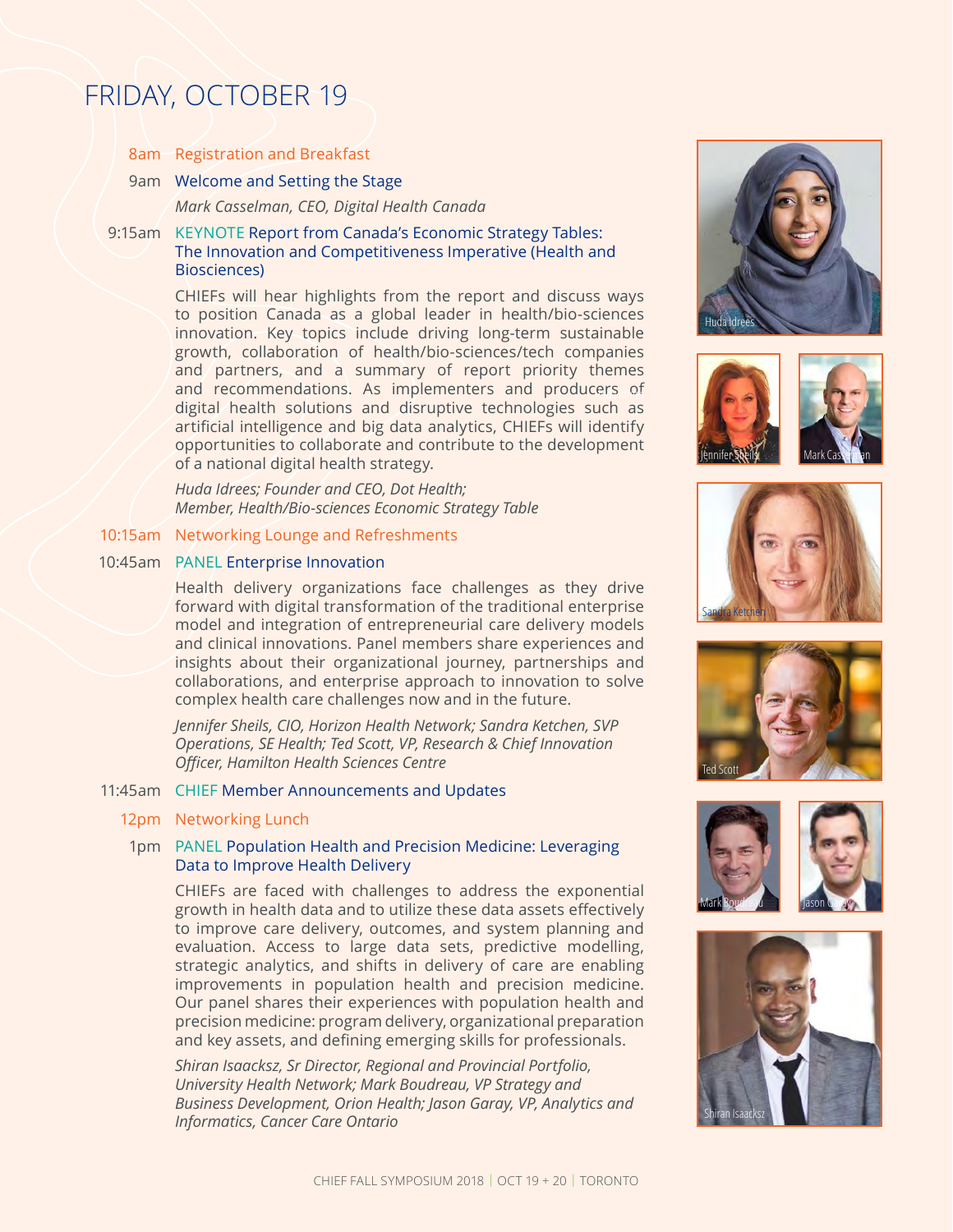# FRIDAY, OCTOBER 19

**8am** Registration and Breakfast

**9am** Welcome and Setting the Stage

*Mark Casselman, CEO, Digital Health Canada*

**9:15am** KEYNOTE Report from Canada's Economic Strategy Tables: The Innovation and Competitiveness Imperative (Health and Biosciences)

CHIEFs will hear highlights from the report and discuss ways to position Canada as a global leader in health/bio-sciences innovation. Key topics include driving long-term sustainable growth, collaboration of health/bio-sciences/tech companies and partners, and a summary of report priority themes and recommendations. As implementers and producers of digital health solutions and disruptive technologies such as artificial intelligence and big data analytics, CHIEFs will identify opportunities to collaborate and contribute to the development of a national digital health strategy.

*Huda Idrees; Founder and CEO, Dot Health; Member, Health/Bio-sciences Economic Strategy Table*

**10:15am** Networking Lounge and Refreshments

**10:45am** PANEL Enterprise Innovation

Health delivery organizations face challenges as they drive forward with digital transformation of the traditional enterprise model and integration of entrepreneurial care delivery models and clinical innovations. Panel members share experiences and insights about their organizational journey, partnerships and collaborations, and enterprise approach to innovation to solve complex health care challenges now and in the future.

*Jennifer Sheils, CIO, Horizon Health Network; Sandra Ketchen, SVP Operations, SE Health; Ted Scott, VP, Research & Chief Innovation Officer, Hamilton Health Sciences Centre*

**11:45am** CHIEF Member Announcements and Updates

**12pm** Networking Lunch

**1pm** PANEL Population Health and Precision Medicine: Leveraging Data to Improve Health Delivery

CHIEFs are faced with challenges to address the exponential growth in health data and to utilize these data assets effectively to improve care delivery, outcomes, and system planning and evaluation. Access to large data sets, predictive modelling, strategic analytics, and shifts in delivery of care are enabling improvements in population health and precision medicine. Our panel shares their experiences with population health and precision medicine: program delivery, organizational preparation and key assets, and defining emerging skills for professionals.

*Shiran Isaacksz, Sr Director, Regional and Provincial Portfolio, University Health Network; Mark Boudreau, VP Strategy and Business Development, Orion Health; Jason Garay, VP, Analytics and Informatics, Cancer Care Ontario*

Huda Idrees

Jennifer Sheils

Mark Casselman

Sandra Ketchen

Ted Scott

Mark Boudreau

Jason Garay

Shiran Isaacksz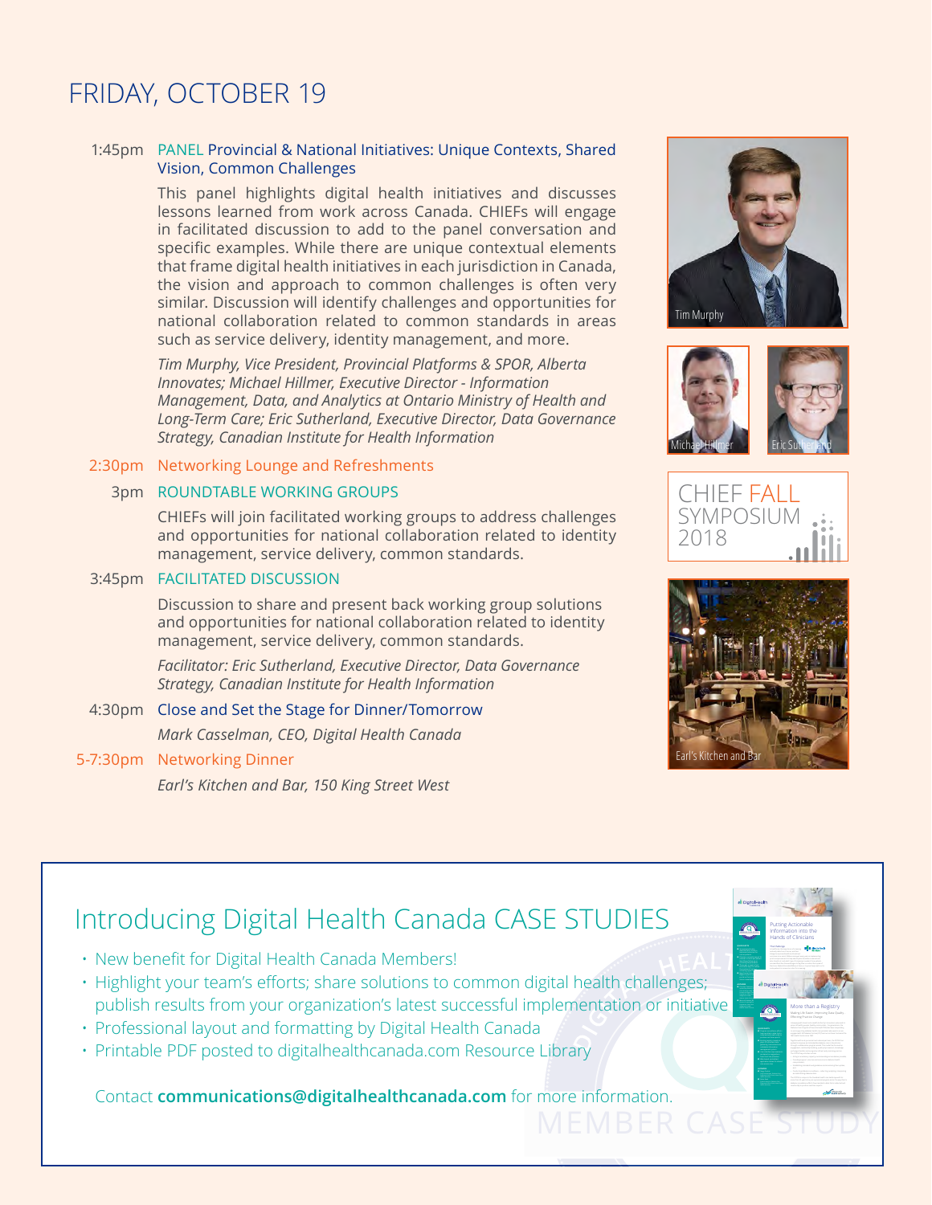# FRIDAY, OCTOBER 19

**1:45pm** PANEL Provincial & National Initiatives: Unique Contexts, Shared Vision, Common Challenges

This panel highlights digital health initiatives and discusses lessons learned from work across Canada. CHIEFs will engage in facilitated discussion to add to the panel conversation and specific examples. While there are unique contextual elements that frame digital health initiatives in each jurisdiction in Canada, the vision and approach to common challenges is often very similar. Discussion will identify challenges and opportunities for national collaboration related to common standards in areas such as service delivery, identity management, and more.

*Tim Murphy, Vice President, Provincial Platforms & SPOR, Alberta Innovates; Michael Hillmer, Executive Director - Information Management, Data, and Analytics at Ontario Ministry of Health and Long-Term Care; Eric Sutherland, Executive Director, Data Governance Strategy, Canadian Institute for Health Information*

**2:30pm** Networking Lounge and Refreshments

**3pm** ROUNDTABLE WORKING GROUPS

CHIEFs will join facilitated working groups to address challenges and opportunities for national collaboration related to identity management, service delivery, common standards.

**3:45pm** FACILITATED DISCUSSION

Discussion to share and present back working group solutions and opportunities for national collaboration related to identity management, service delivery, common standards.

*Facilitator: Eric Sutherland, Executive Director, Data Governance Strategy, Canadian Institute for Health Information*

**4:30pm** Close and Set the Stage for Dinner/Tomorrow

*Mark Casselman, CEO, Digital Health Canada*

**5-7:30pm** Networking Dinner

*Earl's Kitchen and Bar, 150 King Street West*

Tim Murphy

Michael Hillmer

Eric Sutherland

CHIEF FALL SYMPOSIUM 2018

Earl's Kitchen and Bar

## Introducing Digital Health Canada CASE STUDIES

- New benefit for Digital Health Canada Members!
- Highlight your team's efforts; share solutions to common digital health challenges; publish results from your organization's latest successful implementation or initiative
- Professional layout and formatting by Digital Health Canada
- Printable PDF posted to digitalhealthcanada.com Resource Library

Contact **communications@digitalhealthcanada.com** for more information.

MEMBER CASE STUDY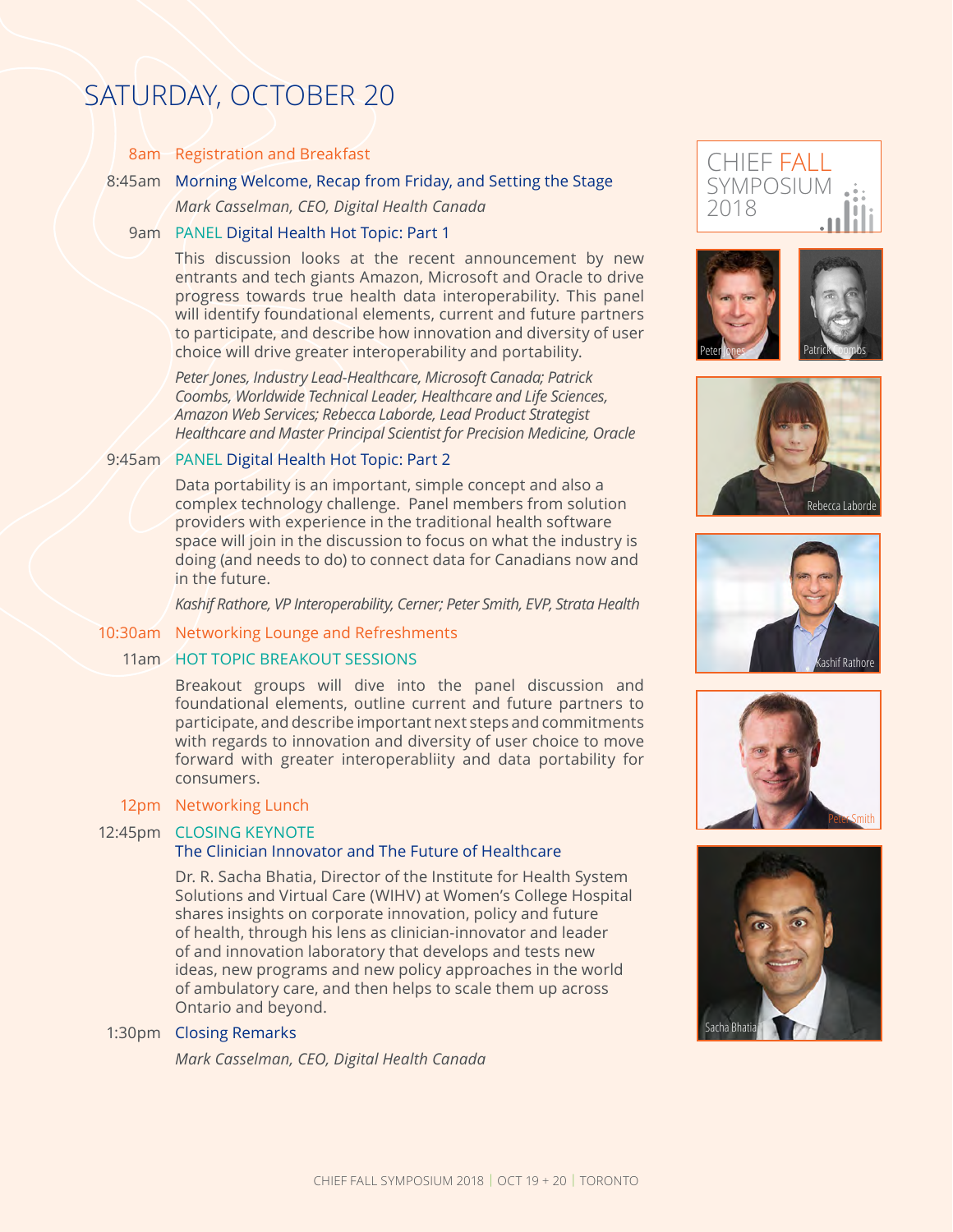# SATURDAY, OCTOBER 20

**8am** Registration and Breakfast

**8:45am** Morning Welcome, Recap from Friday, and Setting the Stage

*Mark Casselman, CEO, Digital Health Canada*

**9am** PANEL Digital Health Hot Topic: Part 1

This discussion looks at the recent announcement by new entrants and tech giants Amazon, Microsoft and Oracle to drive progress towards true health data interoperability. This panel will identify foundational elements, current and future partners to participate, and describe how innovation and diversity of user choice will drive greater interoperability and portability.

*Peter Jones, Industry Lead-Healthcare, Microsoft Canada; Patrick Coombs, Worldwide Technical Leader, Healthcare and Life Sciences, Amazon Web Services; Rebecca Laborde, Lead Product Strategist Healthcare and Master Principal Scientist for Precision Medicine, Oracle*

**9:45am** PANEL Digital Health Hot Topic: Part 2

Data portability is an important, simple concept and also a complex technology challenge. Panel members from solution providers with experience in the traditional health software space will join in the discussion to focus on what the industry is doing (and needs to do) to connect data for Canadians now and in the future.

*Kashif Rathore, VP Interoperability, Cerner; Peter Smith, EVP, Strata Health*

**10:30am** Networking Lounge and Refreshments

**11am** HOT TOPIC BREAKOUT SESSIONS

Breakout groups will dive into the panel discussion and foundational elements, outline current and future partners to participate, and describe important next steps and commitments with regards to innovation and diversity of user choice to move forward with greater interoperabliity and data portability for consumers.

**12pm** Networking Lunch

**12:45pm** CLOSING KEYNOTE
The Clinician Innovator and The Future of Healthcare

Dr. R. Sacha Bhatia, Director of the Institute for Health System Solutions and Virtual Care (WIHV) at Women's College Hospital shares insights on corporate innovation, policy and future of health, through his lens as clinician-innovator and leader of and innovation laboratory that develops and tests new ideas, new programs and new policy approaches in the world of ambulatory care, and then helps to scale them up across Ontario and beyond.

**1:30pm** Closing Remarks

*Mark Casselman, CEO, Digital Health Canada*

CHIEF FALL SYMPOSIUM 2018

Peter Jones

Patrick Coombs

Rebecca Laborde

Kashif Rathore

Peter Smith

Sacha Bhatia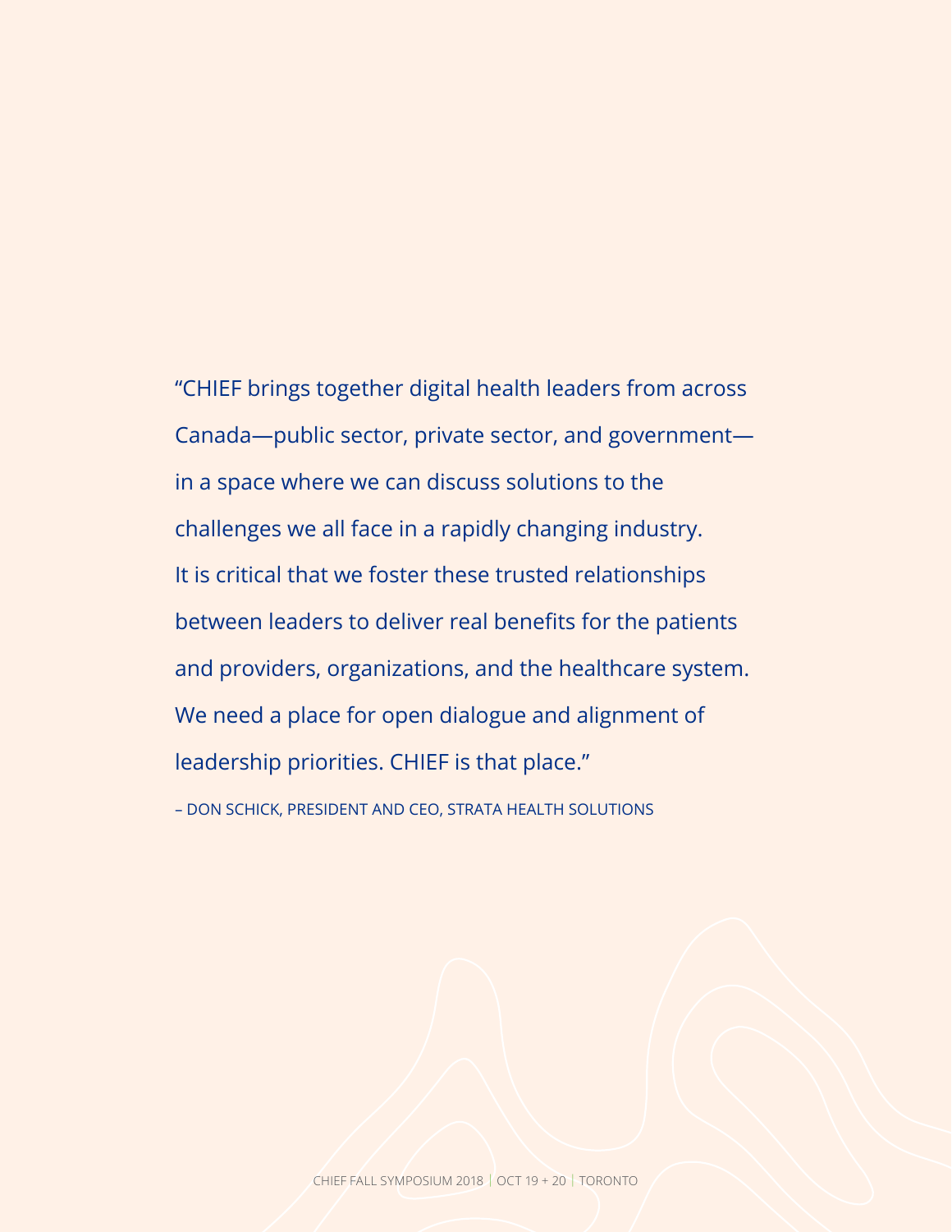"CHIEF brings together digital health leaders from across Canada—public sector, private sector, and government—in a space where we can discuss solutions to the challenges we all face in a rapidly changing industry. It is critical that we foster these trusted relationships between leaders to deliver real benefits for the patients and providers, organizations, and the healthcare system. We need a place for open dialogue and alignment of leadership priorities. CHIEF is that place."

– DON SCHICK, PRESIDENT AND CEO, STRATA HEALTH SOLUTIONS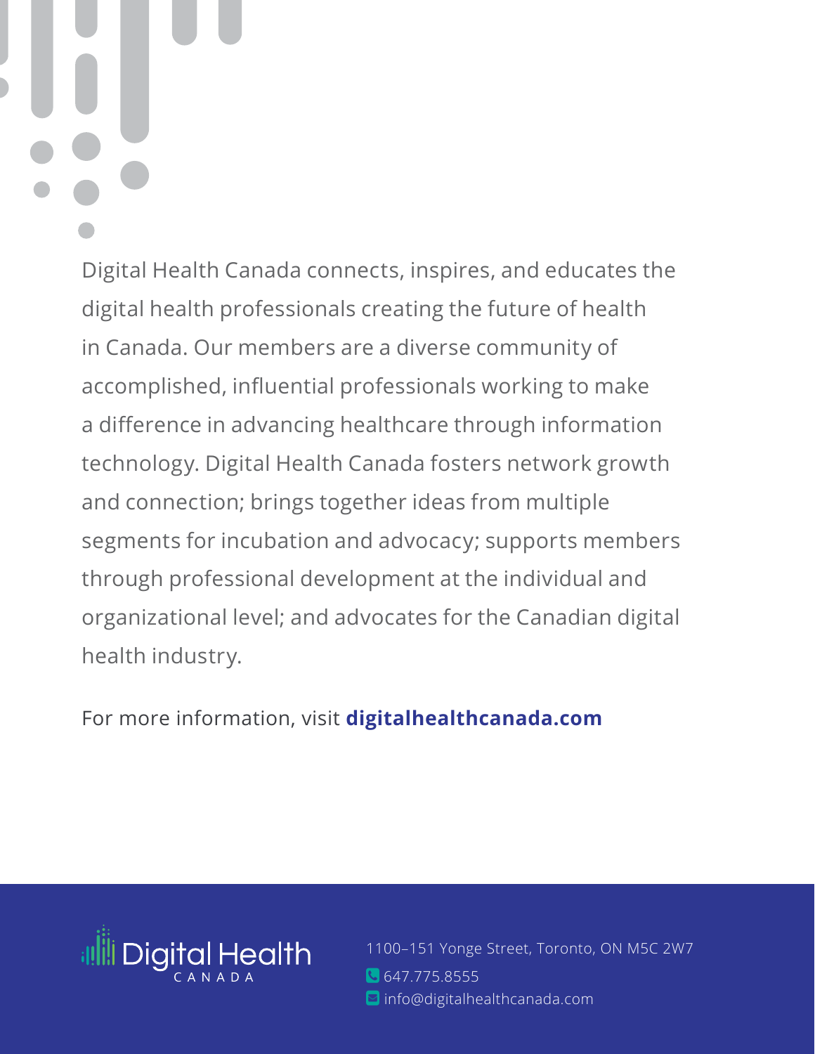Digital Health Canada connects, inspires, and educates the digital health professionals creating the future of health in Canada. Our members are a diverse community of accomplished, influential professionals working to make a difference in advancing healthcare through information technology. Digital Health Canada fosters network growth and connection; brings together ideas from multiple segments for incubation and advocacy; supports members through professional development at the individual and organizational level; and advocates for the Canadian digital health industry.

For more information, visit **digitalhealthcanada.com**

Digital Health CANADA

1100–151 Yonge Street, Toronto, ON M5C 2W7

647.775.8555

info@digitalhealthcanada.com